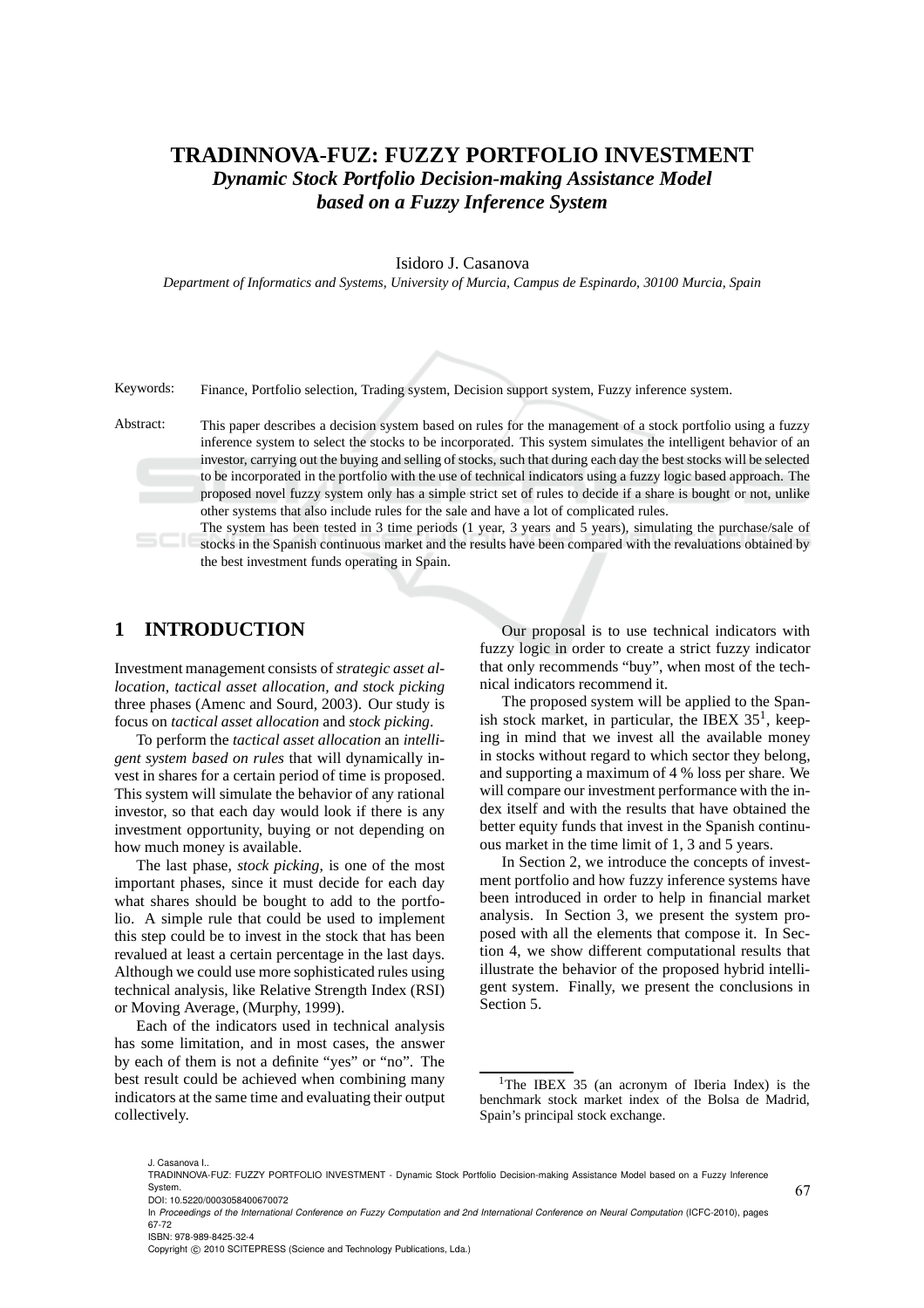# TRADINNOVA-FUZ: FUZZY PORTFOLIO INVESTMENT

## *Dynamic Stock Portfolio Decision-making Assistance Model based on a Fuzzy Inference System*

Isidoro J. Casanova

*Department of Informatics and Systems, University of Murcia, Campus de Espinardo, 30100 Murcia, Spain*

Keywords: Finance, Portfolio selection, Trading system, Decision support system, Fuzzy inference system.

Abstract: This paper describes a decision system based on rules for the management of a stock portfolio using a fuzzy inference system to select the stocks to be incorporated. This system simulates the intelligent behavior of an investor, carrying out the buying and selling of stocks, such that during each day the best stocks will be selected to be incorporated in the portfolio with the use of technical indicators using a fuzzy logic based approach. The proposed novel fuzzy system only has a simple strict set of rules to decide if a share is bought or not, unlike other systems that also include rules for the sale and have a lot of complicated rules.
The system has been tested in 3 time periods (1 year, 3 years and 5 years), simulating the purchase/sale of stocks in the Spanish continuous market and the results have been compared with the revaluations obtained by the best investment funds operating in Spain.

## 1 INTRODUCTION

Investment management consists of *strategic asset allocation, tactical asset allocation, and stock picking* three phases (Amenc and Sourd, 2003). Our study is focus on *tactical asset allocation* and *stock picking*.

To perform the *tactical asset allocation* an *intelligent system based on rules* that will dynamically invest in shares for a certain period of time is proposed. This system will simulate the behavior of any rational investor, so that each day would look if there is any investment opportunity, buying or not depending on how much money is available.

The last phase, *stock picking*, is one of the most important phases, since it must decide for each day what shares should be bought to add to the portfolio. A simple rule that could be used to implement this step could be to invest in the stock that has been revalued at least a certain percentage in the last days. Although we could use more sophisticated rules using technical analysis, like Relative Strength Index (RSI) or Moving Average, (Murphy, 1999).

Each of the indicators used in technical analysis has some limitation, and in most cases, the answer by each of them is not a definite "yes" or "no". The best result could be achieved when combining many indicators at the same time and evaluating their output collectively.

Our proposal is to use technical indicators with fuzzy logic in order to create a strict fuzzy indicator that only recommends "buy", when most of the technical indicators recommend it.

The proposed system will be applied to the Spanish stock market, in particular, the IBEX 35[1], keeping in mind that we invest all the available money in stocks without regard to which sector they belong, and supporting a maximum of 4 % loss per share. We will compare our investment performance with the index itself and with the results that have obtained the better equity funds that invest in the Spanish continuous market in the time limit of 1, 3 and 5 years.

In Section 2, we introduce the concepts of investment portfolio and how fuzzy inference systems have been introduced in order to help in financial market analysis. In Section 3, we present the system proposed with all the elements that compose it. In Section 4, we show different computational results that illustrate the behavior of the proposed hybrid intelligent system. Finally, we present the conclusions in Section 5.

[1] The IBEX 35 (an acronym of Iberia Index) is the benchmark stock market index of the Bolsa de Madrid, Spain's principal stock exchange.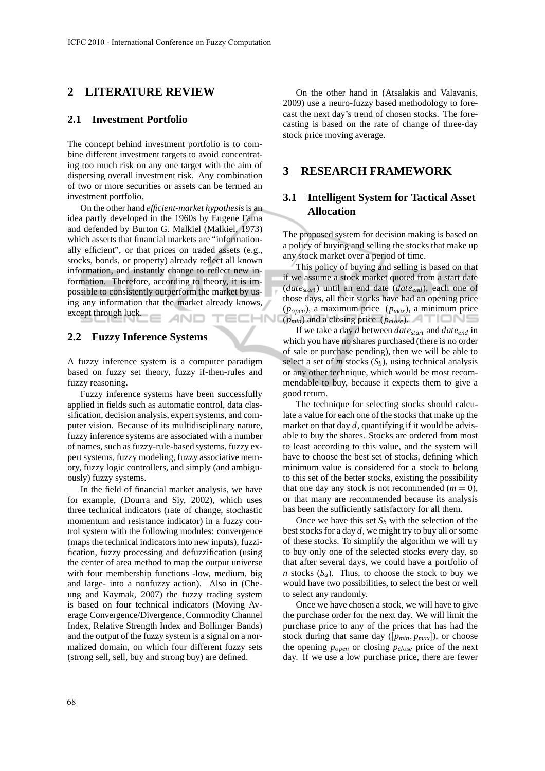## 2 LITERATURE REVIEW

### 2.1 Investment Portfolio

The concept behind investment portfolio is to combine different investment targets to avoid concentrating too much risk on any one target with the aim of dispersing overall investment risk. Any combination of two or more securities or assets can be termed an investment portfolio.

On the other hand *efficient-market hypothesis* is an idea partly developed in the 1960s by Eugene Fama and defended by Burton G. Malkiel (Malkiel, 1973) which asserts that financial markets are "informationally efficient", or that prices on traded assets (e.g., stocks, bonds, or property) already reflect all known information, and instantly change to reflect new information. Therefore, according to theory, it is impossible to consistently outperform the market by using any information that the market already knows, except through luck.

### 2.2 Fuzzy Inference Systems

A fuzzy inference system is a computer paradigm based on fuzzy set theory, fuzzy if-then-rules and fuzzy reasoning.

Fuzzy inference systems have been successfully applied in fields such as automatic control, data classification, decision analysis, expert systems, and computer vision. Because of its multidisciplinary nature, fuzzy inference systems are associated with a number of names, such as fuzzy-rule-based systems, fuzzy expert systems, fuzzy modeling, fuzzy associative memory, fuzzy logic controllers, and simply (and ambiguously) fuzzy systems.

In the field of financial market analysis, we have for example, (Dourra and Siy, 2002), which uses three technical indicators (rate of change, stochastic momentum and resistance indicator) in a fuzzy control system with the following modules: convergence (maps the technical indicators into new inputs), fuzzification, fuzzy processing and defuzzification (using the center of area method to map the output universe with four membership functions -low, medium, big and large- into a nonfuzzy action). Also in (Cheung and Kaymak, 2007) the fuzzy trading system is based on four technical indicators (Moving Average Convergence/Divergence, Commodity Channel Index, Relative Strength Index and Bollinger Bands) and the output of the fuzzy system is a signal on a normalized domain, on which four different fuzzy sets (strong sell, sell, buy and strong buy) are defined.

On the other hand in (Atsalakis and Valavanis, 2009) use a neuro-fuzzy based methodology to forecast the next day's trend of chosen stocks. The forecasting is based on the rate of change of three-day stock price moving average.

## 3 RESEARCH FRAMEWORK

### 3.1 Intelligent System for Tactical Asset Allocation

The proposed system for decision making is based on a policy of buying and selling the stocks that make up any stock market over a period of time.

This policy of buying and selling is based on that if we assume a stock market quoted from a start date ($date_{start}$) until an end date ($date_{end}$), each one of those days, all their stocks have had an opening price ($p_{open}$), a maximum price ($p_{max}$), a minimum price ($p_{min}$) and a closing price ($p_{close}$).

If we take a day $d$ between $date_{start}$ and $date_{end}$ in which you have no shares purchased (there is no order of sale or purchase pending), then we will be able to select a set of $m$ stocks ($S_b$), using technical analysis or any other technique, which would be most recommendable to buy, because it expects them to give a good return.

The technique for selecting stocks should calculate a value for each one of the stocks that make up the market on that day $d$, quantifying if it would be advisable to buy the shares. Stocks are ordered from most to least according to this value, and the system will have to choose the best set of stocks, defining which minimum value is considered for a stock to belong to this set of the better stocks, existing the possibility that one day any stock is not recommended ($m = 0$), or that many are recommended because its analysis has been the sufficiently satisfactory for all them.

Once we have this set $S_b$ with the selection of the best stocks for a day $d$, we might try to buy all or some of these stocks. To simplify the algorithm we will try to buy only one of the selected stocks every day, so that after several days, we could have a portfolio of $n$ stocks ($S_a$). Thus, to choose the stock to buy we would have two possibilities, to select the best or well to select any randomly.

Once we have chosen a stock, we will have to give the purchase order for the next day. We will limit the purchase price to any of the prices that has had the stock during that same day ($[p_{min}, p_{max}]$), or choose the opening $p_{open}$ or closing $p_{close}$ price of the next day. If we use a low purchase price, there are fewer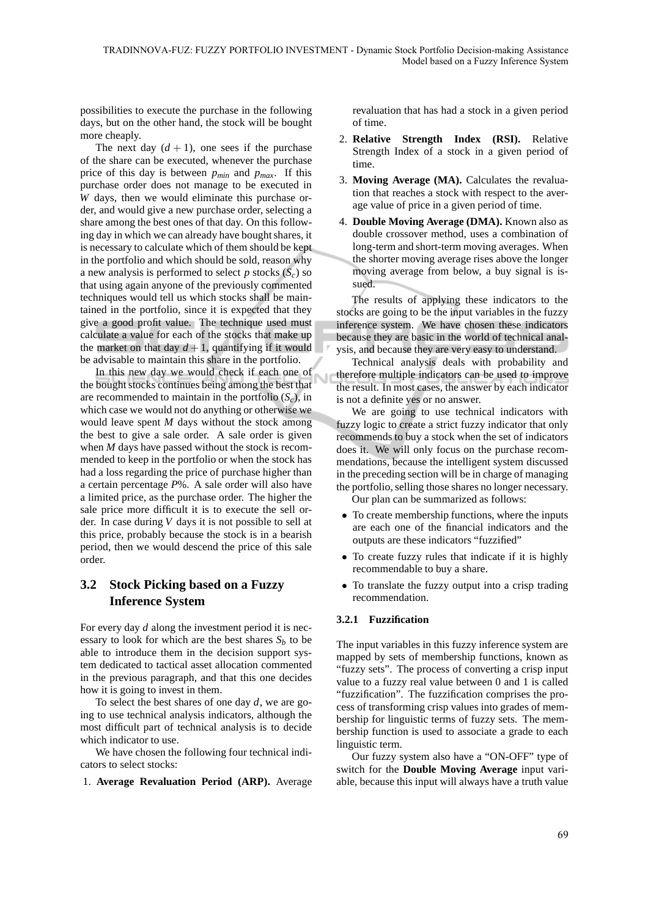possibilities to execute the purchase in the following days, but on the other hand, the stock will be bought more cheaply.

The next day $(d+1)$, one sees if the purchase of the share can be executed, whenever the purchase price of this day is between $p_{min}$ and $p_{max}$. If this purchase order does not manage to be executed in $W$ days, then we would eliminate this purchase order, and would give a new purchase order, selecting a share among the best ones of that day. On this following day in which we can already have bought shares, it is necessary to calculate which of them should be kept in the portfolio and which should be sold, reason why a new analysis is performed to select $p$ stocks $(S_c)$ so that using again anyone of the previously commented techniques would tell us which stocks shall be maintained in the portfolio, since it is expected that they give a good profit value. The technique used must calculate a value for each of the stocks that make up the market on that day $d+1$, quantifying if it would be advisable to maintain this share in the portfolio.

In this new day we would check if each one of the bought stocks continues being among the best that are recommended to maintain in the portfolio $(S_c)$, in which case we would not do anything or otherwise we would leave spent $M$ days without the stock among the best to give a sale order. A sale order is given when $M$ days have passed without the stock is recommended to keep in the portfolio or when the stock has had a loss regarding the price of purchase higher than a certain percentage $P$%. A sale order will also have a limited price, as the purchase order. The higher the sale price more difficult it is to execute the sell order. In case during $V$ days it is not possible to sell at this price, probably because the stock is in a bearish period, then we would descend the price of this sale order.

## 3.2 Stock Picking based on a Fuzzy Inference System

For every day $d$ along the investment period it is necessary to look for which are the best shares $S_b$ to be able to introduce them in the decision support system dedicated to tactical asset allocation commented in the previous paragraph, and that this one decides how it is going to invest in them.

To select the best shares of one day $d$, we are going to use technical analysis indicators, although the most difficult part of technical analysis is to decide which indicator to use.

We have chosen the following four technical indicators to select stocks:

1. **Average Revaluation Period (ARP).** Average revaluation that has had a stock in a given period of time.
2. **Relative Strength Index (RSI).** Relative Strength Index of a stock in a given period of time.
3. **Moving Average (MA).** Calculates the revaluation that reaches a stock with respect to the average value of price in a given period of time.
4. **Double Moving Average (DMA).** Known also as double crossover method, uses a combination of long-term and short-term moving averages. When the shorter moving average rises above the longer moving average from below, a buy signal is issued.

The results of applying these indicators to the stocks are going to be the input variables in the fuzzy inference system. We have chosen these indicators because they are basic in the world of technical analysis, and because they are very easy to understand.

Technical analysis deals with probability and therefore multiple indicators can be used to improve the result. In most cases, the answer by each indicator is not a definite yes or no answer.

We are going to use technical indicators with fuzzy logic to create a strict fuzzy indicator that only recommends to buy a stock when the set of indicators does it. We will only focus on the purchase recommendations, because the intelligent system discussed in the preceding section will be in charge of managing the portfolio, selling those shares no longer necessary.

Our plan can be summarized as follows:

- To create membership functions, where the inputs are each one of the financial indicators and the outputs are these indicators "fuzzified"
- To create fuzzy rules that indicate if it is highly recommendable to buy a share.
- To translate the fuzzy output into a crisp trading recommendation.

### 3.2.1 Fuzzification

The input variables in this fuzzy inference system are mapped by sets of membership functions, known as "fuzzy sets". The process of converting a crisp input value to a fuzzy real value between 0 and 1 is called "fuzzification". The fuzzification comprises the process of transforming crisp values into grades of membership for linguistic terms of fuzzy sets. The membership function is used to associate a grade to each linguistic term.

Our fuzzy system also have a "ON-OFF" type of switch for the **Double Moving Average** input variable, because this input will always have a truth value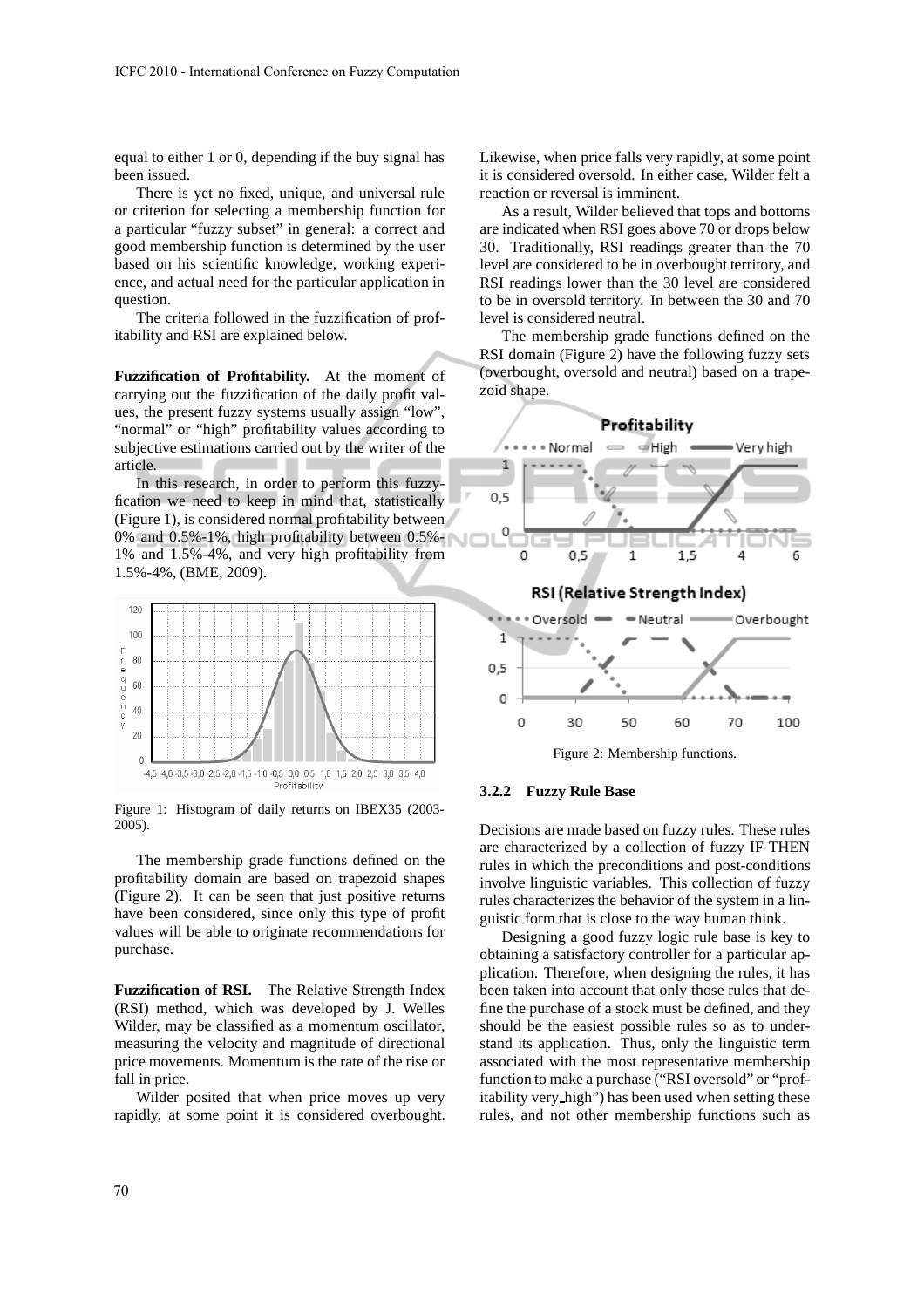equal to either 1 or 0, depending if the buy signal has been issued.

There is yet no fixed, unique, and universal rule or criterion for selecting a membership function for a particular "fuzzy subset" in general: a correct and good membership function is determined by the user based on his scientific knowledge, working experience, and actual need for the particular application in question.

The criteria followed in the fuzzification of profitability and RSI are explained below.

**Fuzzification of Profitability.** At the moment of carrying out the fuzzification of the daily profit values, the present fuzzy systems usually assign "low", "normal" or "high" profitability values according to subjective estimations carried out by the writer of the article.

In this research, in order to perform this fuzzyfication we need to keep in mind that, statistically (Figure 1), is considered normal profitability between 0% and 0.5%-1%, high profitability between 0.5%-1% and 1.5%-4%, and very high profitability from 1.5%-4%, (BME, 2009).

Figure 1: Histogram of daily returns on IBEX35 (2003-2005).

The membership grade functions defined on the profitability domain are based on trapezoid shapes (Figure 2). It can be seen that just positive returns have been considered, since only this type of profit values will be able to originate recommendations for purchase.

**Fuzzification of RSI.** The Relative Strength Index (RSI) method, which was developed by J. Welles Wilder, may be classified as a momentum oscillator, measuring the velocity and magnitude of directional price movements. Momentum is the rate of the rise or fall in price.

Wilder posited that when price moves up very rapidly, at some point it is considered overbought. Likewise, when price falls very rapidly, at some point it is considered oversold. In either case, Wilder felt a reaction or reversal is imminent.

As a result, Wilder believed that tops and bottoms are indicated when RSI goes above 70 or drops below 30. Traditionally, RSI readings greater than the 70 level are considered to be in overbought territory, and RSI readings lower than the 30 level are considered to be in oversold territory. In between the 30 and 70 level is considered neutral.

The membership grade functions defined on the RSI domain (Figure 2) have the following fuzzy sets (overbought, oversold and neutral) based on a trapezoid shape.

Figure 2: Membership functions.

### 3.2.2 Fuzzy Rule Base

Decisions are made based on fuzzy rules. These rules are characterized by a collection of fuzzy IF THEN rules in which the preconditions and post-conditions involve linguistic variables. This collection of fuzzy rules characterizes the behavior of the system in a linguistic form that is close to the way human think.

Designing a good fuzzy logic rule base is key to obtaining a satisfactory controller for a particular application. Therefore, when designing the rules, it has been taken into account that only those rules that define the purchase of a stock must be defined, and they should be the easiest possible rules so as to understand its application. Thus, only the linguistic term associated with the most representative membership function to make a purchase ("RSI oversold" or "profitability very_high") has been used when setting these rules, and not other membership functions such as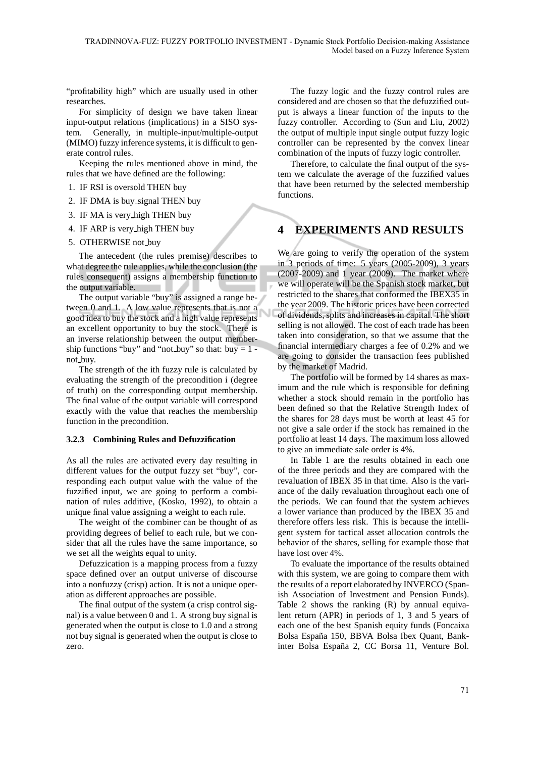"profitability high" which are usually used in other researches.

For simplicity of design we have taken linear input-output relations (implications) in a SISO system. Generally, in multiple-input/multiple-output (MIMO) fuzzy inference systems, it is difficult to generate control rules.

Keeping the rules mentioned above in mind, the rules that we have defined are the following:

1. IF RSI is oversold THEN buy
2. IF DMA is buy_signal THEN buy
3. IF MA is very_high THEN buy
4. IF ARP is very_high THEN buy
5. OTHERWISE not_buy

The antecedent (the rules premise) describes to what degree the rule applies, while the conclusion (the rules consequent) assigns a membership function to the output variable.

The output variable "buy" is assigned a range between 0 and 1. A low value represents that is not a good idea to buy the stock and a high value represents an excellent opportunity to buy the stock. There is an inverse relationship between the output membership functions "buy" and "not_buy" so that: buy = 1 - not_buy.

The strength of the ith fuzzy rule is calculated by evaluating the strength of the precondition i (degree of truth) on the corresponding output membership. The final value of the output variable will correspond exactly with the value that reaches the membership function in the precondition.

#### 3.2.3 Combining Rules and Defuzzification

As all the rules are activated every day resulting in different values for the output fuzzy set "buy", corresponding each output value with the value of the fuzzified input, we are going to perform a combination of rules additive, (Kosko, 1992), to obtain a unique final value assigning a weight to each rule.

The weight of the combiner can be thought of as providing degrees of belief to each rule, but we consider that all the rules have the same importance, so we set all the weights equal to unity.

Defuzzication is a mapping process from a fuzzy space defined over an output universe of discourse into a nonfuzzy (crisp) action. It is not a unique operation as different approaches are possible.

The final output of the system (a crisp control signal) is a value between 0 and 1. A strong buy signal is generated when the output is close to 1.0 and a strong not buy signal is generated when the output is close to zero.

The fuzzy logic and the fuzzy control rules are considered and are chosen so that the defuzzified output is always a linear function of the inputs to the fuzzy controller. According to (Sun and Liu, 2002) the output of multiple input single output fuzzy logic controller can be represented by the convex linear combination of the inputs of fuzzy logic controller.

Therefore, to calculate the final output of the system we calculate the average of the fuzzified values that have been returned by the selected membership functions.

## 4 EXPERIMENTS AND RESULTS

We are going to verify the operation of the system in 3 periods of time: 5 years (2005-2009), 3 years (2007-2009) and 1 year (2009). The market where we will operate will be the Spanish stock market, but restricted to the shares that conformed the IBEX35 in the year 2009. The historic prices have been corrected of dividends, splits and increases in capital. The short selling is not allowed. The cost of each trade has been taken into consideration, so that we assume that the financial intermediary charges a fee of 0.2% and we are going to consider the transaction fees published by the market of Madrid.

The portfolio will be formed by 14 shares as maximum and the rule which is responsible for defining whether a stock should remain in the portfolio has been defined so that the Relative Strength Index of the shares for 28 days must be worth at least 45 for not give a sale order if the stock has remained in the portfolio at least 14 days. The maximum loss allowed to give an immediate sale order is 4%.

In Table 1 are the results obtained in each one of the three periods and they are compared with the revaluation of IBEX 35 in that time. Also is the variance of the daily revaluation throughout each one of the periods. We can found that the system achieves a lower variance than produced by the IBEX 35 and therefore offers less risk. This is because the intelligent system for tactical asset allocation controls the behavior of the shares, selling for example those that have lost over 4%.

To evaluate the importance of the results obtained with this system, we are going to compare them with the results of a report elaborated by INVERCO (Spanish Association of Investment and Pension Funds). Table 2 shows the ranking (R) by annual equivalent return (APR) in periods of 1, 3 and 5 years of each one of the best Spanish equity funds (Foncaixa Bolsa España 150, BBVA Bolsa Ibex Quant, Bankinter Bolsa España 2, CC Borsa 11, Venture Bol.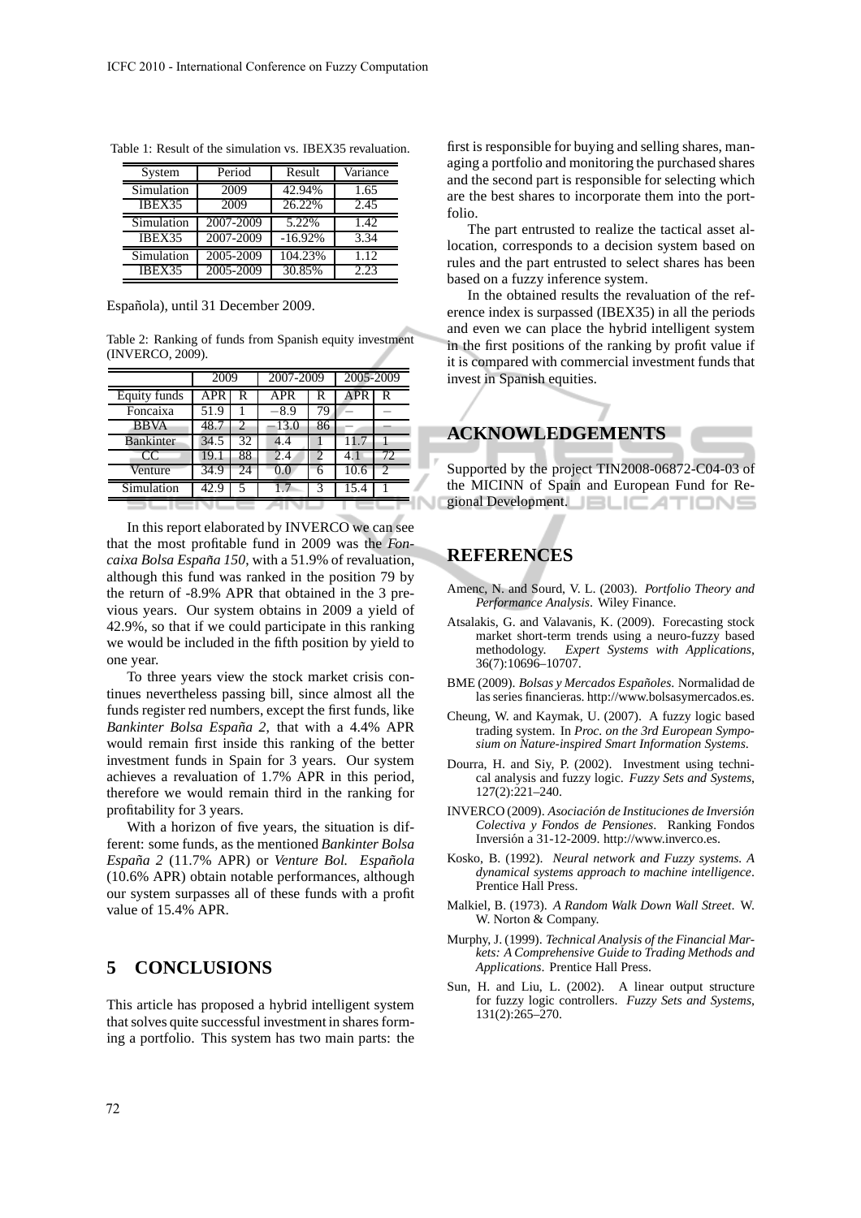Table 1: Result of the simulation vs. IBEX35 revaluation.

| System | Period | Result | Variance |
|---|---|---|---|
| Simulation | 2009 | 42.94% | 1.65 |
| IBEX35 | 2009 | 26.22% | 2.45 |
| Simulation | 2007-2009 | 5.22% | 1.42 |
| IBEX35 | 2007-2009 | -16.92% | 3.34 |
| Simulation | 2005-2009 | 104.23% | 1.12 |
| IBEX35 | 2005-2009 | 30.85% | 2.23 |

Española), until 31 December 2009.

Table 2: Ranking of funds from Spanish equity investment (INVERCO, 2009).

| | 2009 | | 2007-2009 | | 2005-2009 | |
|---|---|---|---|---|---|---|
| Equity funds | APR | R | APR | R | APR | R |
| Foncaixa | 51.9 | 1 | −8.9 | 79 | – | – |
| BBVA | 48.7 | 2 | −13.0 | 86 | – | – |
| Bankinter | 34.5 | 32 | 4.4 | 1 | 11.7 | 1 |
| CC | 19.1 | 88 | 2.4 | 2 | 4.1 | 72 |
| Venture | 34.9 | 24 | 0.0 | 6 | 10.6 | 2 |
| Simulation | 42.9 | 5 | 1.7 | 3 | 15.4 | 1 |

In this report elaborated by INVERCO we can see that the most profitable fund in 2009 was the *Foncaixa Bolsa España 150*, with a 51.9% of revaluation, although this fund was ranked in the position 79 by the return of -8.9% APR that obtained in the 3 previous years. Our system obtains in 2009 a yield of 42.9%, so that if we could participate in this ranking we would be included in the fifth position by yield to one year.

To three years view the stock market crisis continues nevertheless passing bill, since almost all the funds register red numbers, except the first funds, like *Bankinter Bolsa España 2*, that with a 4.4% APR would remain first inside this ranking of the better investment funds in Spain for 3 years. Our system achieves a revaluation of 1.7% APR in this period, therefore we would remain third in the ranking for profitability for 3 years.

With a horizon of five years, the situation is different: some funds, as the mentioned *Bankinter Bolsa España 2* (11.7% APR) or *Venture Bol. Española* (10.6% APR) obtain notable performances, although our system surpasses all of these funds with a profit value of 15.4% APR.

## 5 CONCLUSIONS

This article has proposed a hybrid intelligent system that solves quite successful investment in shares forming a portfolio. This system has two main parts: the first is responsible for buying and selling shares, managing a portfolio and monitoring the purchased shares and the second part is responsible for selecting which are the best shares to incorporate them into the portfolio.

The part entrusted to realize the tactical asset allocation, corresponds to a decision system based on rules and the part entrusted to select shares has been based on a fuzzy inference system.

In the obtained results the revaluation of the reference index is surpassed (IBEX35) in all the periods and even we can place the hybrid intelligent system in the first positions of the ranking by profit value if it is compared with commercial investment funds that invest in Spanish equities.

## ACKNOWLEDGEMENTS

Supported by the project TIN2008-06872-C04-03 of the MICINN of Spain and European Fund for Regional Development.

## REFERENCES

Amenc, N. and Sourd, V. L. (2003). *Portfolio Theory and Performance Analysis*. Wiley Finance.

Atsalakis, G. and Valavanis, K. (2009). Forecasting stock market short-term trends using a neuro-fuzzy based methodology. *Expert Systems with Applications*, 36(7):10696–10707.

BME (2009). *Bolsas y Mercados Españoles*. Normalidad de las series financieras. http://www.bolsasymercados.es.

Cheung, W. and Kaymak, U. (2007). A fuzzy logic based trading system. In *Proc. on the 3rd European Symposium on Nature-inspired Smart Information Systems*.

Dourra, H. and Siy, P. (2002). Investment using technical analysis and fuzzy logic. *Fuzzy Sets and Systems*, 127(2):221–240.

INVERCO (2009). *Asociación de Instituciones de Inversión Colectiva y Fondos de Pensiones*. Ranking Fondos Inversión a 31-12-2009. http://www.inverco.es.

Kosko, B. (1992). *Neural network and Fuzzy systems. A dynamical systems approach to machine intelligence*. Prentice Hall Press.

Malkiel, B. (1973). *A Random Walk Down Wall Street*. W. W. Norton & Company.

Murphy, J. (1999). *Technical Analysis of the Financial Markets: A Comprehensive Guide to Trading Methods and Applications*. Prentice Hall Press.

Sun, H. and Liu, L. (2002). A linear output structure for fuzzy logic controllers. *Fuzzy Sets and Systems*, 131(2):265–270.